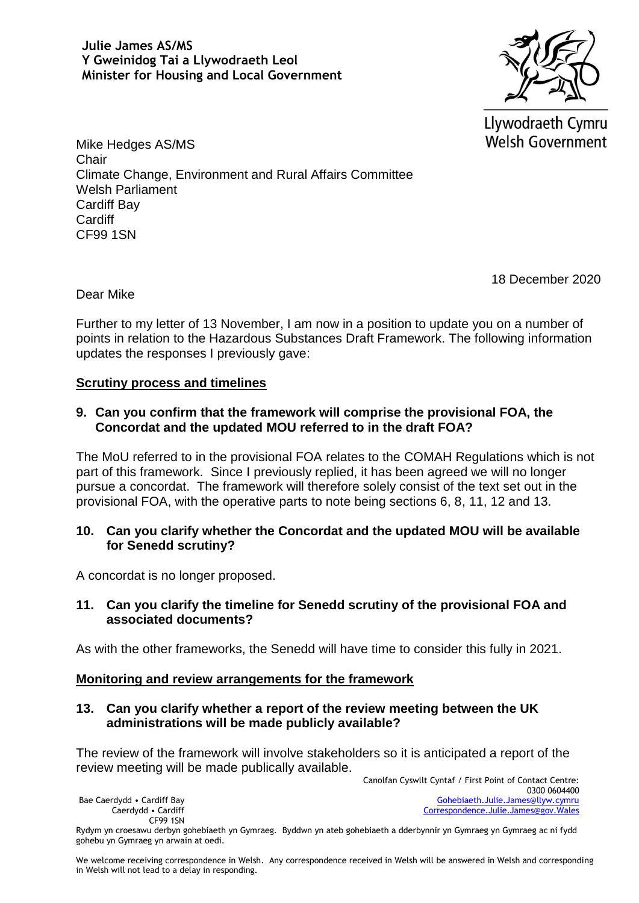**Julie James AS/MS**
**Y Gweinidog Tai a Llywodraeth Leol**
**Minister for Housing and Local Government**

Llywodraeth Cymru
Welsh Government

Mike Hedges AS/MS
Chair
Climate Change, Environment and Rural Affairs Committee
Welsh Parliament
Cardiff Bay
Cardiff
CF99 1SN

18 December 2020

Dear Mike

Further to my letter of 13 November, I am now in a position to update you on a number of points in relation to the Hazardous Substances Draft Framework. The following information updates the responses I previously gave:

**Scrutiny process and timelines**

**9. Can you confirm that the framework will comprise the provisional FOA, the Concordat and the updated MOU referred to in the draft FOA?**

The MoU referred to in the provisional FOA relates to the COMAH Regulations which is not part of this framework. Since I previously replied, it has been agreed we will no longer pursue a concordat. The framework will therefore solely consist of the text set out in the provisional FOA, with the operative parts to note being sections 6, 8, 11, 12 and 13.

**10. Can you clarify whether the Concordat and the updated MOU will be available for Senedd scrutiny?**

A concordat is no longer proposed.

**11. Can you clarify the timeline for Senedd scrutiny of the provisional FOA and associated documents?**

As with the other frameworks, the Senedd will have time to consider this fully in 2021.

**Monitoring and review arrangements for the framework**

**13. Can you clarify whether a report of the review meeting between the UK administrations will be made publicly available?**

The review of the framework will involve stakeholders so it is anticipated a report of the review meeting will be made publically available.

Bae Caerdydd • Cardiff Bay
Caerdydd • Cardiff
CF99 1SN

Canolfan Cyswllt Cyntaf / First Point of Contact Centre:
0300 0604400
Gohebiaeth.Julie.James@llyw.cymru
Correspondence.Julie.James@gov.Wales

Rydym yn croesawu derbyn gohebiaeth yn Gymraeg. Byddwn yn ateb gohebiaeth a dderbynnir yn Gymraeg yn Gymraeg ac ni fydd gohebu yn Gymraeg yn arwain at oedi.

We welcome receiving correspondence in Welsh. Any correspondence received in Welsh will be answered in Welsh and corresponding in Welsh will not lead to a delay in responding.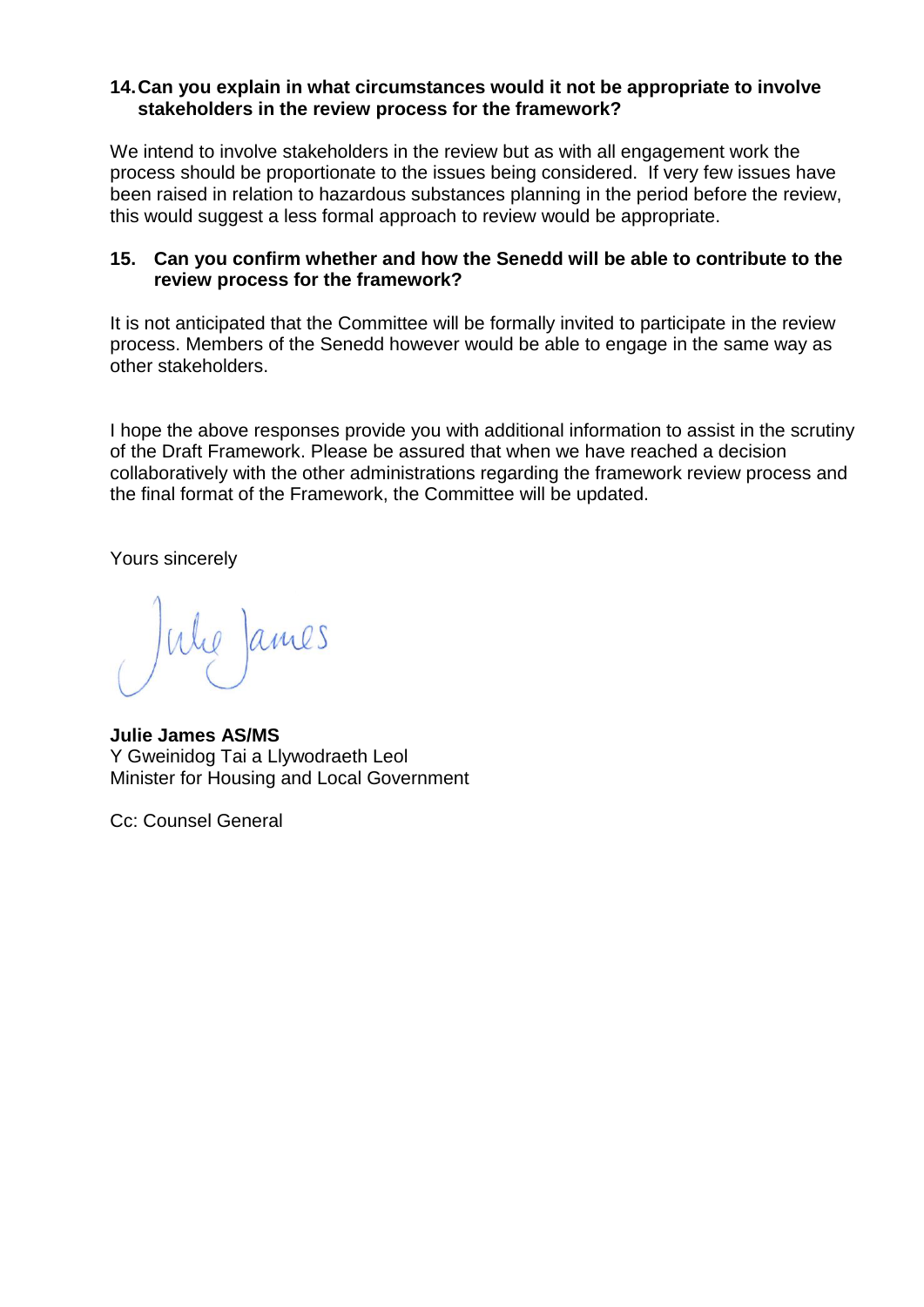**14. Can you explain in what circumstances would it not be appropriate to involve stakeholders in the review process for the framework?**

We intend to involve stakeholders in the review but as with all engagement work the process should be proportionate to the issues being considered. If very few issues have been raised in relation to hazardous substances planning in the period before the review, this would suggest a less formal approach to review would be appropriate.

**15. Can you confirm whether and how the Senedd will be able to contribute to the review process for the framework?**

It is not anticipated that the Committee will be formally invited to participate in the review process. Members of the Senedd however would be able to engage in the same way as other stakeholders.

I hope the above responses provide you with additional information to assist in the scrutiny of the Draft Framework. Please be assured that when we have reached a decision collaboratively with the other administrations regarding the framework review process and the final format of the Framework, the Committee will be updated.

Yours sincerely

Julie James

**Julie James AS/MS**
Y Gweinidog Tai a Llywodraeth Leol
Minister for Housing and Local Government

Cc: Counsel General